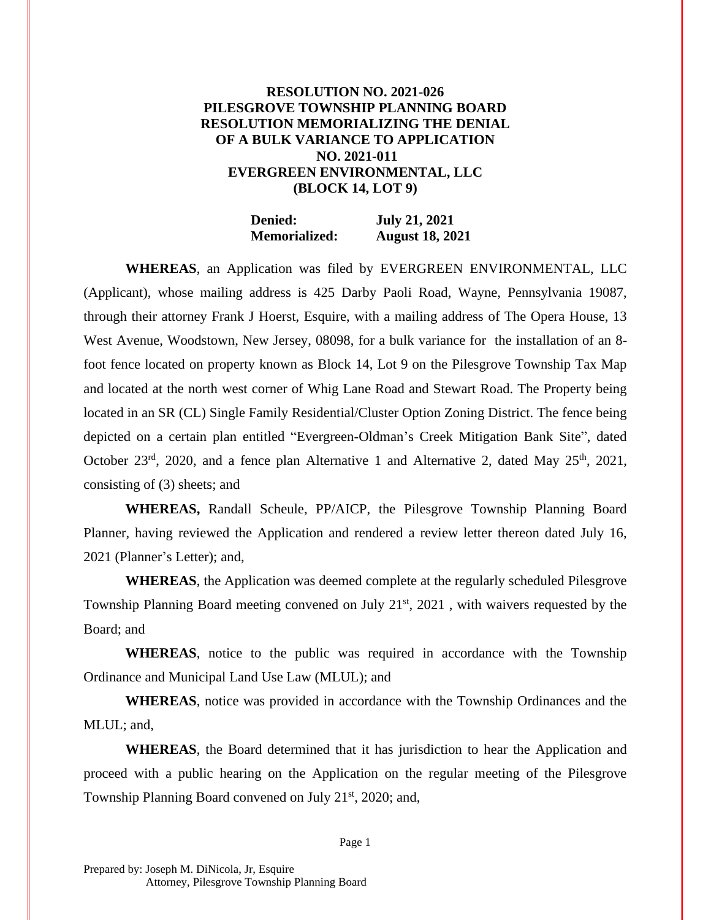**RESOLUTION NO. 2021-026**
**PILESGROVE TOWNSHIP PLANNING BOARD**
**RESOLUTION MEMORIALIZING THE DENIAL OF A BULK VARIANCE TO APPLICATION NO. 2021-011**
**EVERGREEN ENVIRONMENTAL, LLC**
**(BLOCK 14, LOT 9)**

| | |
|---|---|
| **Denied:** | **July 21, 2021** |
| **Memorialized:** | **August 18, 2021** |

**WHEREAS**, an Application was filed by EVERGREEN ENVIRONMENTAL, LLC (Applicant), whose mailing address is 425 Darby Paoli Road, Wayne, Pennsylvania 19087, through their attorney Frank J Hoerst, Esquire, with a mailing address of The Opera House, 13 West Avenue, Woodstown, New Jersey, 08098, for a bulk variance for the installation of an 8-foot fence located on property known as Block 14, Lot 9 on the Pilesgrove Township Tax Map and located at the north west corner of Whig Lane Road and Stewart Road. The Property being located in an SR (CL) Single Family Residential/Cluster Option Zoning District. The fence being depicted on a certain plan entitled "Evergreen-Oldman's Creek Mitigation Bank Site", dated October 23rd, 2020, and a fence plan Alternative 1 and Alternative 2, dated May 25th, 2021, consisting of (3) sheets; and

**WHEREAS,** Randall Scheule, PP/AICP, the Pilesgrove Township Planning Board Planner, having reviewed the Application and rendered a review letter thereon dated July 16, 2021 (Planner's Letter); and,

**WHEREAS**, the Application was deemed complete at the regularly scheduled Pilesgrove Township Planning Board meeting convened on July 21st, 2021 , with waivers requested by the Board; and

**WHEREAS**, notice to the public was required in accordance with the Township Ordinance and Municipal Land Use Law (MLUL); and

**WHEREAS**, notice was provided in accordance with the Township Ordinances and the MLUL; and,

**WHEREAS**, the Board determined that it has jurisdiction to hear the Application and proceed with a public hearing on the Application on the regular meeting of the Pilesgrove Township Planning Board convened on July 21st, 2020; and,

Prepared by: Joseph M. DiNicola, Jr, Esquire
Attorney, Pilesgrove Township Planning Board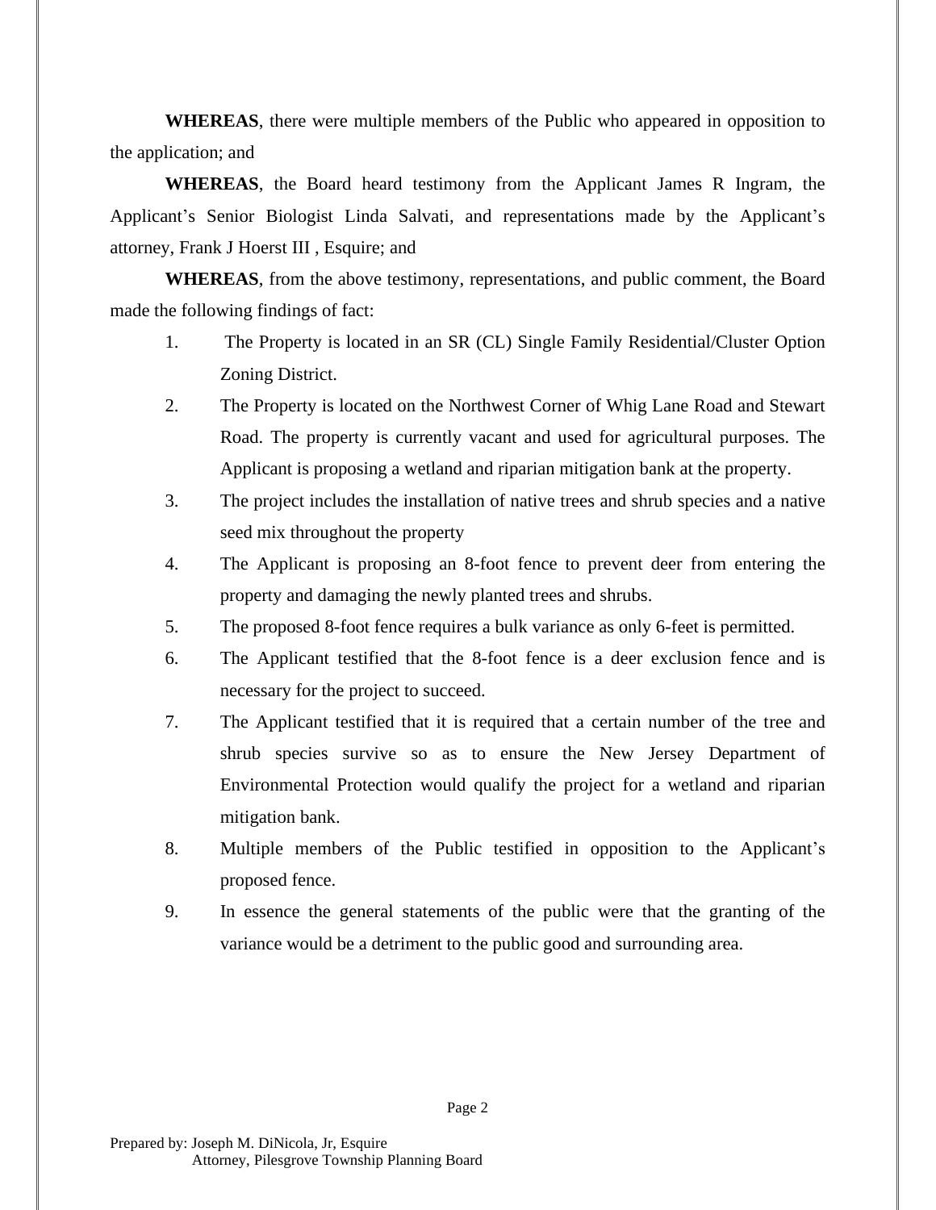**WHEREAS**, there were multiple members of the Public who appeared in opposition to the application; and

**WHEREAS**, the Board heard testimony from the Applicant James R Ingram, the Applicant's Senior Biologist Linda Salvati, and representations made by the Applicant's attorney, Frank J Hoerst III , Esquire; and

**WHEREAS**, from the above testimony, representations, and public comment, the Board made the following findings of fact:

1. The Property is located in an SR (CL) Single Family Residential/Cluster Option Zoning District.
2. The Property is located on the Northwest Corner of Whig Lane Road and Stewart Road. The property is currently vacant and used for agricultural purposes. The Applicant is proposing a wetland and riparian mitigation bank at the property.
3. The project includes the installation of native trees and shrub species and a native seed mix throughout the property
4. The Applicant is proposing an 8-foot fence to prevent deer from entering the property and damaging the newly planted trees and shrubs.
5. The proposed 8-foot fence requires a bulk variance as only 6-feet is permitted.
6. The Applicant testified that the 8-foot fence is a deer exclusion fence and is necessary for the project to succeed.
7. The Applicant testified that it is required that a certain number of the tree and shrub species survive so as to ensure the New Jersey Department of Environmental Protection would qualify the project for a wetland and riparian mitigation bank.
8. Multiple members of the Public testified in opposition to the Applicant's proposed fence.
9. In essence the general statements of the public were that the granting of the variance would be a detriment to the public good and surrounding area.

Prepared by: Joseph M. DiNicola, Jr, Esquire
Attorney, Pilesgrove Township Planning Board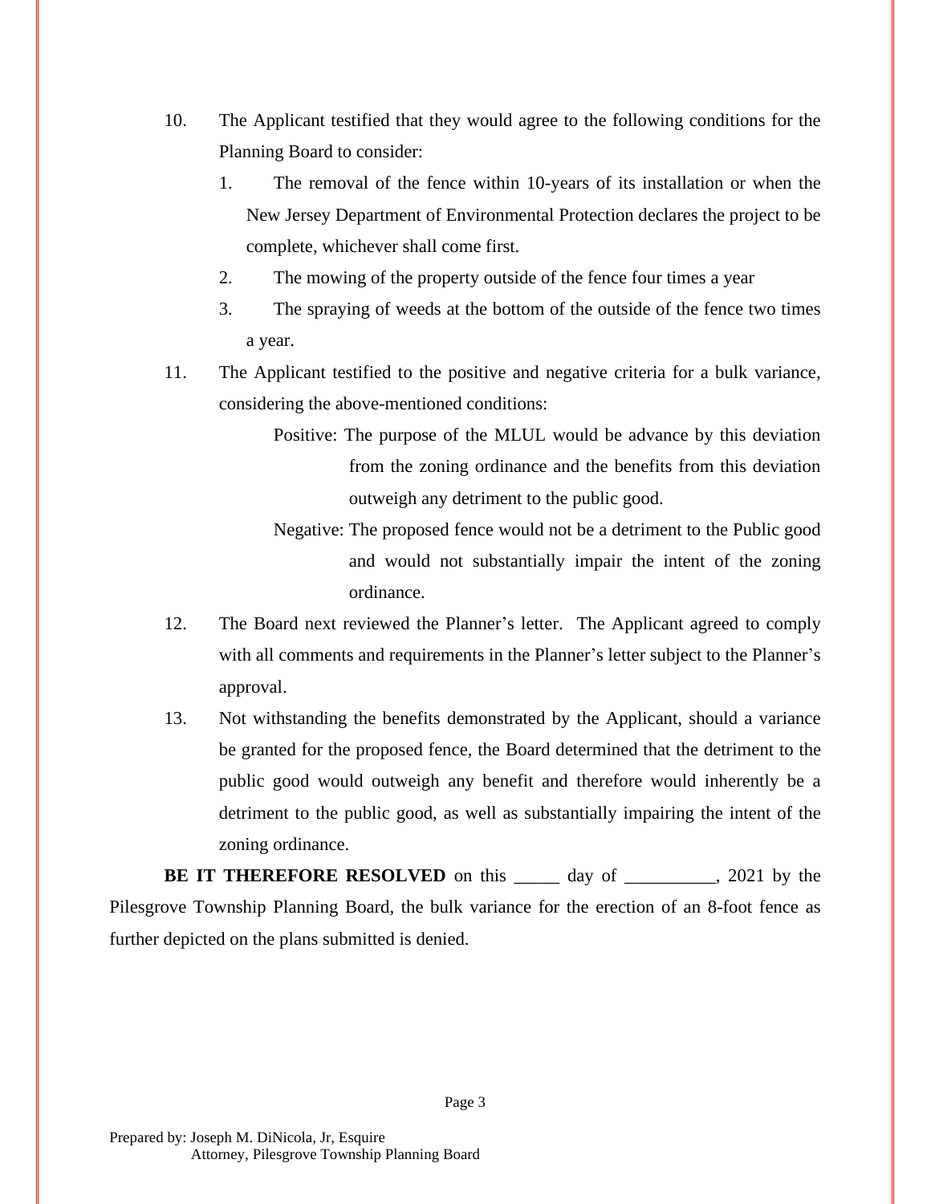10. The Applicant testified that they would agree to the following conditions for the Planning Board to consider:

    1. The removal of the fence within 10-years of its installation or when the New Jersey Department of Environmental Protection declares the project to be complete, whichever shall come first.
    2. The mowing of the property outside of the fence four times a year
    3. The spraying of weeds at the bottom of the outside of the fence two times a year.

11. The Applicant testified to the positive and negative criteria for a bulk variance, considering the above-mentioned conditions:

    Positive: The purpose of the MLUL would be advance by this deviation from the zoning ordinance and the benefits from this deviation outweigh any detriment to the public good.

    Negative: The proposed fence would not be a detriment to the Public good and would not substantially impair the intent of the zoning ordinance.

12. The Board next reviewed the Planner's letter. The Applicant agreed to comply with all comments and requirements in the Planner's letter subject to the Planner's approval.

13. Not withstanding the benefits demonstrated by the Applicant, should a variance be granted for the proposed fence, the Board determined that the detriment to the public good would outweigh any benefit and therefore would inherently be a detriment to the public good, as well as substantially impairing the intent of the zoning ordinance.

**BE IT THEREFORE RESOLVED** on this _____ day of __________, 2021 by the Pilesgrove Township Planning Board, the bulk variance for the erection of an 8-foot fence as further depicted on the plans submitted is denied.

Prepared by: Joseph M. DiNicola, Jr, Esquire
Attorney, Pilesgrove Township Planning Board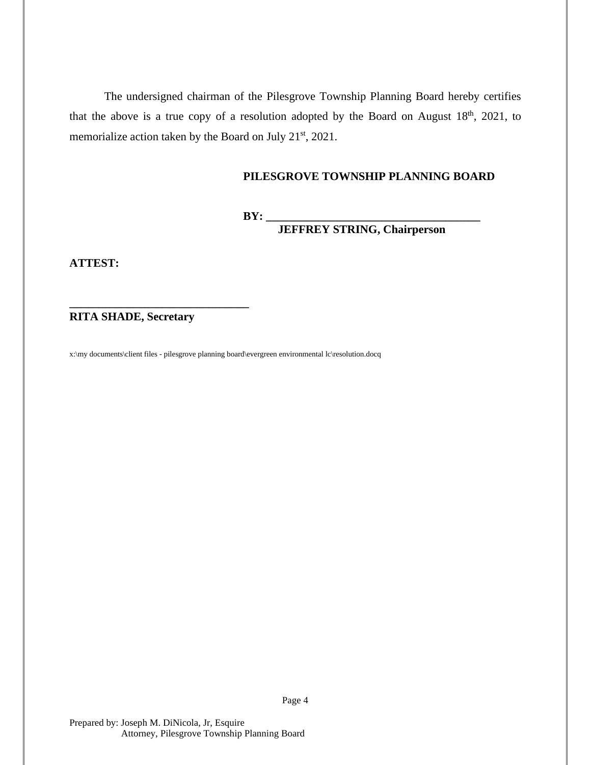The undersigned chairman of the Pilesgrove Township Planning Board hereby certifies that the above is a true copy of a resolution adopted by the Board on August 18th, 2021, to memorialize action taken by the Board on July 21st, 2021.

**PILESGROVE TOWNSHIP PLANNING BOARD**

**BY: \_\_\_\_\_\_\_\_\_\_\_\_\_\_\_\_\_\_\_\_\_\_\_\_\_\_\_\_\_\_\_\_\_\_\_\_\_**

**JEFFREY STRING, Chairperson**

**ATTEST:**

**\_\_\_\_\_\_\_\_\_\_\_\_\_\_\_\_\_\_\_\_\_\_\_\_\_\_\_\_\_\_\_\_**

**RITA SHADE, Secretary**

x:\my documents\client files - pilesgrove planning board\evergreen environmental lc\resolution.docq

Prepared by: Joseph M. DiNicola, Jr, Esquire
Attorney, Pilesgrove Township Planning Board